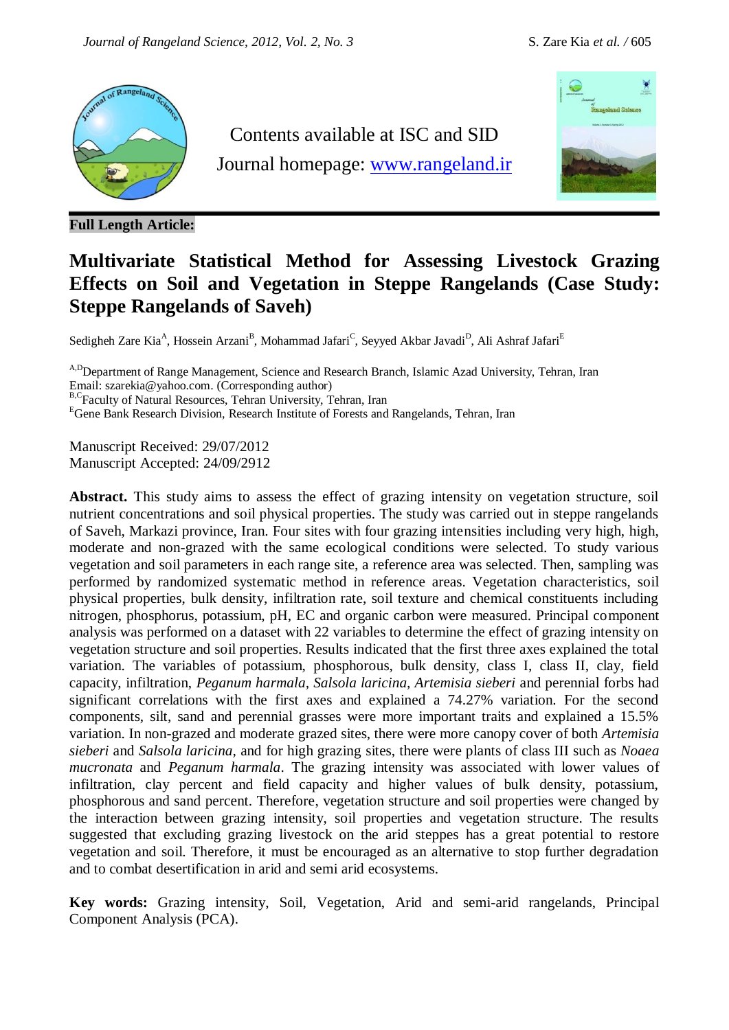Contents available at ISC and SID

Journal homepage: [www.rangeland.ir](http://www.rangeland.ir)

**Full Length Article:**

# Multivariate Statistical Method for Assessing Livestock Grazing Effects on Soil and Vegetation in Steppe Rangelands (Case Study: Steppe Rangelands of Saveh)

Sedigheh Zare Kia[A], Hossein Arzani[B], Mohammad Jafari[C], Seyyed Akbar Javadi[D], Ali Ashraf Jafari[E]

[A,D]Department of Range Management, Science and Research Branch, Islamic Azad University, Tehran, Iran
Email: szarekia@yahoo.com. (Corresponding author)
[B,C]Faculty of Natural Resources, Tehran University, Tehran, Iran
[E]Gene Bank Research Division, Research Institute of Forests and Rangelands, Tehran, Iran

Manuscript Received: 29/07/2012
Manuscript Accepted: 24/09/2912

**Abstract.** This study aims to assess the effect of grazing intensity on vegetation structure, soil nutrient concentrations and soil physical properties. The study was carried out in steppe rangelands of Saveh, Markazi province, Iran. Four sites with four grazing intensities including very high, high, moderate and non-grazed with the same ecological conditions were selected. To study various vegetation and soil parameters in each range site, a reference area was selected. Then, sampling was performed by randomized systematic method in reference areas. Vegetation characteristics, soil physical properties, bulk density, infiltration rate, soil texture and chemical constituents including nitrogen, phosphorus, potassium, pH, EC and organic carbon were measured. Principal component analysis was performed on a dataset with 22 variables to determine the effect of grazing intensity on vegetation structure and soil properties. Results indicated that the first three axes explained the total variation. The variables of potassium, phosphorous, bulk density, class I, class II, clay, field capacity, infiltration, *Peganum harmala, Salsola laricina, Artemisia sieberi* and perennial forbs had significant correlations with the first axes and explained a 74.27% variation. For the second components, silt, sand and perennial grasses were more important traits and explained a 15.5% variation. In non-grazed and moderate grazed sites, there were more canopy cover of both *Artemisia sieberi* and *Salsola laricina,* and for high grazing sites, there were plants of class III such as *Noaea mucronata* and *Peganum harmala*. The grazing intensity was associated with lower values of infiltration, clay percent and field capacity and higher values of bulk density, potassium, phosphorous and sand percent. Therefore, vegetation structure and soil properties were changed by the interaction between grazing intensity, soil properties and vegetation structure. The results suggested that excluding grazing livestock on the arid steppes has a great potential to restore vegetation and soil. Therefore, it must be encouraged as an alternative to stop further degradation and to combat desertification in arid and semi arid ecosystems.

**Key words:** Grazing intensity, Soil, Vegetation, Arid and semi-arid rangelands, Principal Component Analysis (PCA).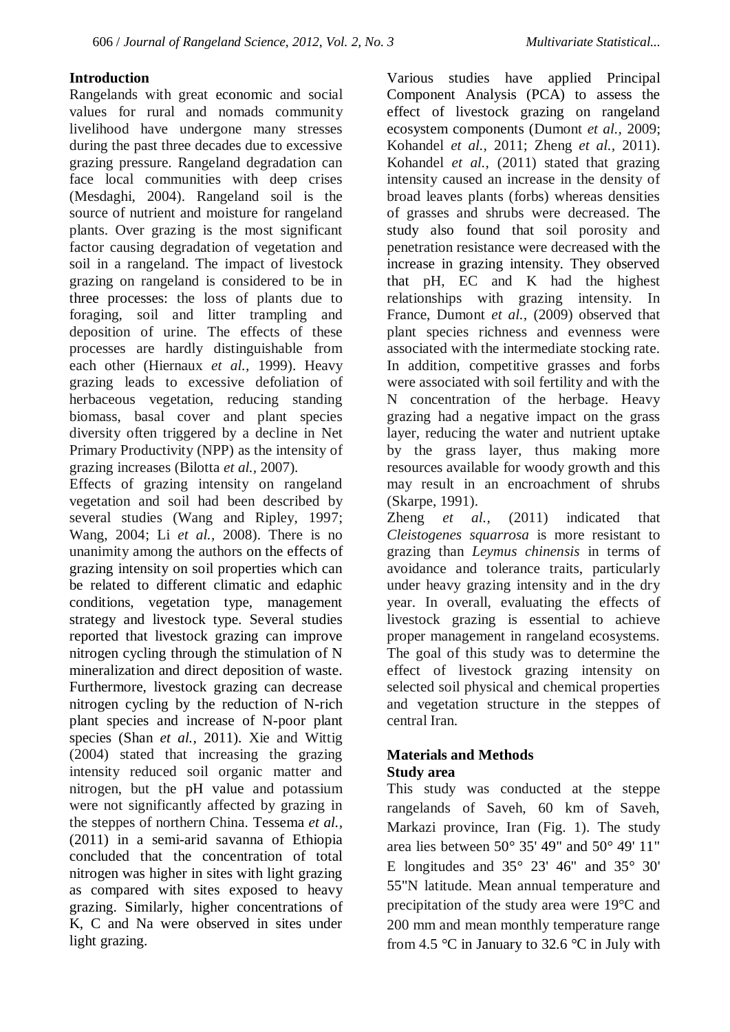## Introduction

Rangelands with great economic and social values for rural and nomads community livelihood have undergone many stresses during the past three decades due to excessive grazing pressure. Rangeland degradation can face local communities with deep crises (Mesdaghi, 2004). Rangeland soil is the source of nutrient and moisture for rangeland plants. Over grazing is the most significant factor causing degradation of vegetation and soil in a rangeland. The impact of livestock grazing on rangeland is considered to be in three processes: the loss of plants due to foraging, soil and litter trampling and deposition of urine. The effects of these processes are hardly distinguishable from each other (Hiernaux *et al.*, 1999). Heavy grazing leads to excessive defoliation of herbaceous vegetation, reducing standing biomass, basal cover and plant species diversity often triggered by a decline in Net Primary Productivity (NPP) as the intensity of grazing increases (Bilotta *et al.*, 2007).

Effects of grazing intensity on rangeland vegetation and soil had been described by several studies (Wang and Ripley, 1997; Wang, 2004; Li *et al.*, 2008). There is no unanimity among the authors on the effects of grazing intensity on soil properties which can be related to different climatic and edaphic conditions, vegetation type, management strategy and livestock type. Several studies reported that livestock grazing can improve nitrogen cycling through the stimulation of N mineralization and direct deposition of waste. Furthermore, livestock grazing can decrease nitrogen cycling by the reduction of N-rich plant species and increase of N-poor plant species (Shan *et al.*, 2011). Xie and Wittig (2004) stated that increasing the grazing intensity reduced soil organic matter and nitrogen, but the pH value and potassium were not significantly affected by grazing in the steppes of northern China. Tessema *et al.*, (2011) in a semi-arid savanna of Ethiopia concluded that the concentration of total nitrogen was higher in sites with light grazing as compared with sites exposed to heavy grazing. Similarly, higher concentrations of K, C and Na were observed in sites under light grazing.

Various studies have applied Principal Component Analysis (PCA) to assess the effect of livestock grazing on rangeland ecosystem components (Dumont *et al.*, 2009; Kohandel *et al.,* 2011; Zheng *et al.,* 2011). Kohandel *et al.,* (2011) stated that grazing intensity caused an increase in the density of broad leaves plants (forbs) whereas densities of grasses and shrubs were decreased. The study also found that soil porosity and penetration resistance were decreased with the increase in grazing intensity. They observed that pH, EC and K had the highest relationships with grazing intensity. In France, Dumont *et al.*, (2009) observed that plant species richness and evenness were associated with the intermediate stocking rate. In addition, competitive grasses and forbs were associated with soil fertility and with the N concentration of the herbage. Heavy grazing had a negative impact on the grass layer, reducing the water and nutrient uptake by the grass layer, thus making more resources available for woody growth and this may result in an encroachment of shrubs (Skarpe, 1991).

Zheng *et al.,* (2011) indicated that *Cleistogenes squarrosa* is more resistant to grazing than *Leymus chinensis* in terms of avoidance and tolerance traits, particularly under heavy grazing intensity and in the dry year. In overall, evaluating the effects of livestock grazing is essential to achieve proper management in rangeland ecosystems. The goal of this study was to determine the effect of livestock grazing intensity on selected soil physical and chemical properties and vegetation structure in the steppes of central Iran.

## Materials and Methods

### Study area

This study was conducted at the steppe rangelands of Saveh, 60 km of Saveh, Markazi province, Iran (Fig. 1). The study area lies between 50° 35' 49" and 50° 49' 11" E longitudes and 35° 23' 46" and 35° 30' 55"N latitude. Mean annual temperature and precipitation of the study area were 19°C and 200 mm and mean monthly temperature range from 4.5 °C in January to 32.6 °C in July with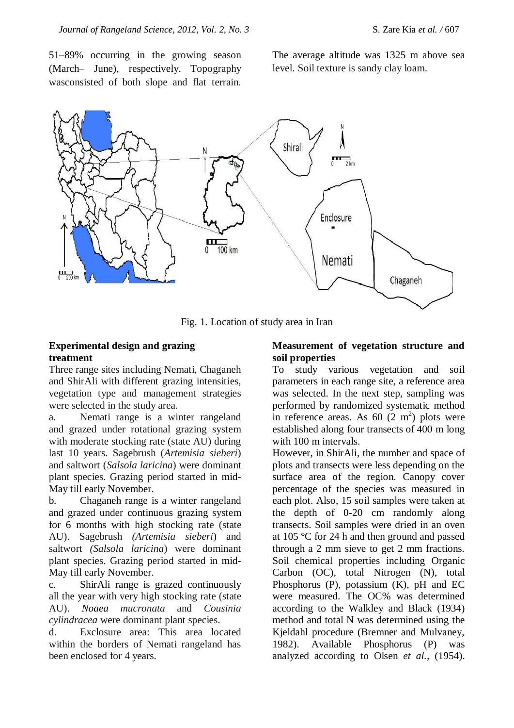51–89% occurring in the growing season (March– June), respectively. Topography wasconsisted of both slope and flat terrain. The average altitude was 1325 m above sea level. Soil texture is sandy clay loam.

Fig. 1. Location of study area in Iran

**Experimental design and grazing treatment**

Three range sites including Nemati, Chaganeh and ShirAli with different grazing intensities, vegetation type and management strategies were selected in the study area.

a. Nemati range is a winter rangeland and grazed under rotational grazing system with moderate stocking rate (state AU) during last 10 years. Sagebrush (*Artemisia sieberi*) and saltwort (*Salsola laricina*) were dominant plant species. Grazing period started in mid-May till early November.

b. Chaganeh range is a winter rangeland and grazed under continuous grazing system for 6 months with high stocking rate (state AU). Sagebrush *(Artemisia sieberi*) and saltwort *(Salsola laricina*) were dominant plant species. Grazing period started in mid-May till early November.

c. ShirAli range is grazed continuously all the year with very high stocking rate (state AU). *Noaea mucronata* and *Cousinia cylindracea* were dominant plant species.

d. Exclosure area: This area located within the borders of Nemati rangeland has been enclosed for 4 years.

**Measurement of vegetation structure and soil properties**

To study various vegetation and soil parameters in each range site, a reference area was selected. In the next step, sampling was performed by randomized systematic method in reference areas. As 60 (2 $m^2$) plots were established along four transects of 400 m long with 100 m intervals.

However, in ShirAli, the number and space of plots and transects were less depending on the surface area of the region. Canopy cover percentage of the species was measured in each plot. Also, 15 soil samples were taken at the depth of 0-20 cm randomly along transects. Soil samples were dried in an oven at 105 °C for 24 h and then ground and passed through a 2 mm sieve to get 2 mm fractions. Soil chemical properties including Organic Carbon (OC), total Nitrogen (N), total Phosphorus (P), potassium (K), pH and EC were measured. The OC% was determined according to the Walkley and Black (1934) method and total N was determined using the Kjeldahl procedure (Bremner and Mulvaney, 1982). Available Phosphorus (P) was analyzed according to Olsen *et al.,* (1954).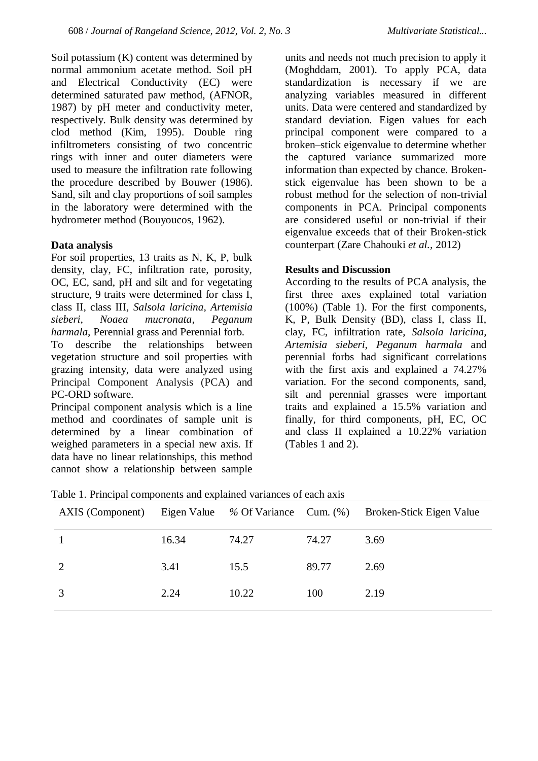Soil potassium (K) content was determined by normal ammonium acetate method. Soil pH and Electrical Conductivity (EC) were determined saturated paw method, (AFNOR, 1987) by pH meter and conductivity meter, respectively. Bulk density was determined by clod method (Kim, 1995). Double ring infiltrometers consisting of two concentric rings with inner and outer diameters were used to measure the infiltration rate following the procedure described by Bouwer (1986). Sand, silt and clay proportions of soil samples in the laboratory were determined with the hydrometer method (Bouyoucos, 1962).

**Data analysis**

For soil properties, 13 traits as N, K, P, bulk density, clay, FC, infiltration rate, porosity, OC, EC, sand, pH and silt and for vegetating structure, 9 traits were determined for class I, class II, class III, *Salsola laricina, Artemisia sieberi, Noaea mucronata, Peganum harmala*, Perennial grass and Perennial forb.

To describe the relationships between vegetation structure and soil properties with grazing intensity, data were analyzed using Principal Component Analysis (PCA) and PC-ORD software.

Principal component analysis which is a line method and coordinates of sample unit is determined by a linear combination of weighed parameters in a special new axis. If data have no linear relationships, this method cannot show a relationship between sample units and needs not much precision to apply it (Moghddam, 2001). To apply PCA, data standardization is necessary if we are analyzing variables measured in different units. Data were centered and standardized by standard deviation. Eigen values for each principal component were compared to a broken–stick eigenvalue to determine whether the captured variance summarized more information than expected by chance. Broken-stick eigenvalue has been shown to be a robust method for the selection of non-trivial components in PCA. Principal components are considered useful or non-trivial if their eigenvalue exceeds that of their Broken-stick counterpart (Zare Chahouki *et al.*, 2012)

**Results and Discussion**

According to the results of PCA analysis, the first three axes explained total variation (100%) (Table 1). For the first components, K, P, Bulk Density (BD), class I, class II, clay, FC, infiltration rate, *Salsola laricina*, *Artemisia sieberi*, *Peganum harmala* and perennial forbs had significant correlations with the first axis and explained a 74.27% variation. For the second components, sand, silt and perennial grasses were important traits and explained a 15.5% variation and finally, for third components, pH, EC, OC and class II explained a 10.22% variation (Tables 1 and 2).

Table 1. Principal components and explained variances of each axis

| AXIS (Component) | Eigen Value | % Of Variance | Cum. (%) | Broken-Stick Eigen Value |
|---|---|---|---|---|
| 1 | 16.34 | 74.27 | 74.27 | 3.69 |
| 2 | 3.41 | 15.5 | 89.77 | 2.69 |
| 3 | 2.24 | 10.22 | 100 | 2.19 |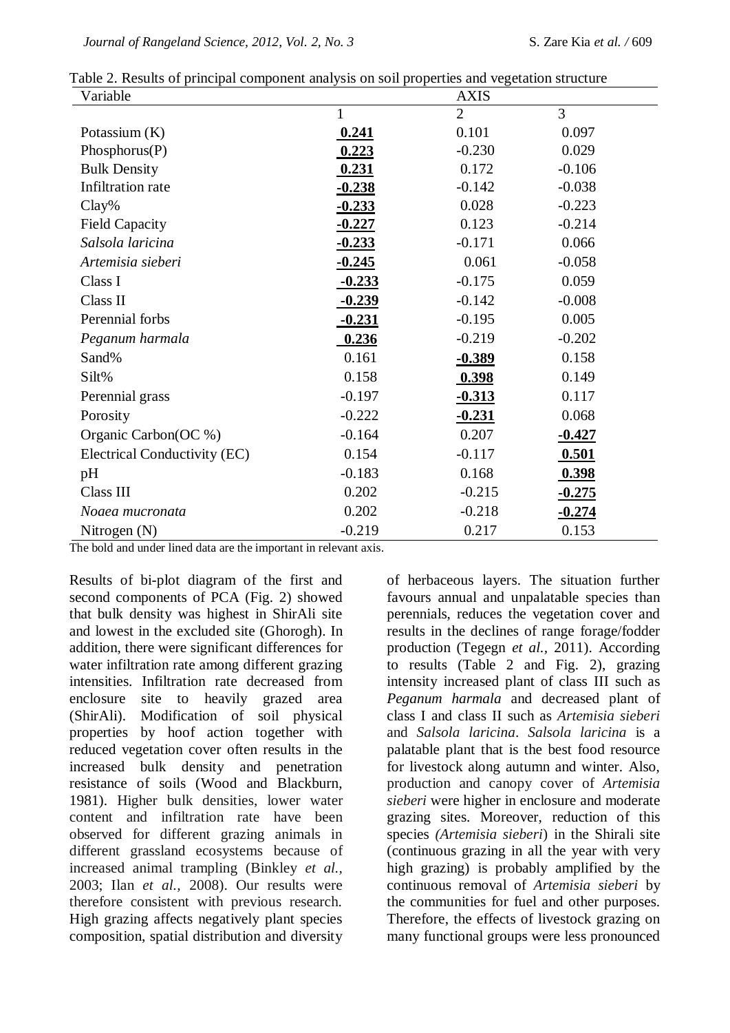Table 2. Results of principal component analysis on soil properties and vegetation structure

| Variable | AXIS | | |
|---|---|---|---|
| | 1 | 2 | 3 |
| Potassium (K) | **0.241** | 0.101 | 0.097 |
| Phosphorus(P) | **0.223** | -0.230 | 0.029 |
| Bulk Density | **0.231** | 0.172 | -0.106 |
| Infiltration rate | **-0.238** | -0.142 | -0.038 |
| Clay% | **-0.233** | 0.028 | -0.223 |
| Field Capacity | **-0.227** | 0.123 | -0.214 |
| *Salsola laricina* | **-0.233** | -0.171 | 0.066 |
| *Artemisia sieberi* | **-0.245** | 0.061 | -0.058 |
| Class I | **-0.233** | -0.175 | 0.059 |
| Class II | **-0.239** | -0.142 | -0.008 |
| Perennial forbs | **-0.231** | -0.195 | 0.005 |
| *Peganum harmala* | **0.236** | -0.219 | -0.202 |
| Sand% | 0.161 | **-0.389** | 0.158 |
| Silt% | 0.158 | **0.398** | 0.149 |
| Perennial grass | -0.197 | **-0.313** | 0.117 |
| Porosity | -0.222 | **-0.231** | 0.068 |
| Organic Carbon(OC %) | -0.164 | 0.207 | **-0.427** |
| Electrical Conductivity (EC) | 0.154 | -0.117 | **0.501** |
| pH | -0.183 | 0.168 | **0.398** |
| Class III | 0.202 | -0.215 | **-0.275** |
| *Noaea mucronata* | 0.202 | -0.218 | **-0.274** |
| Nitrogen (N) | -0.219 | 0.217 | 0.153 |

The bold and under lined data are the important in relevant axis.

Results of bi-plot diagram of the first and second components of PCA (Fig. 2) showed that bulk density was highest in ShirAli site and lowest in the excluded site (Ghorogh). In addition, there were significant differences for water infiltration rate among different grazing intensities. Infiltration rate decreased from enclosure site to heavily grazed area (ShirAli). Modification of soil physical properties by hoof action together with reduced vegetation cover often results in the increased bulk density and penetration resistance of soils (Wood and Blackburn, 1981). Higher bulk densities, lower water content and infiltration rate have been observed for different grazing animals in different grassland ecosystems because of increased animal trampling (Binkley *et al.,* 2003; Ilan *et al.,* 2008). Our results were therefore consistent with previous research. High grazing affects negatively plant species composition, spatial distribution and diversity of herbaceous layers. The situation further favours annual and unpalatable species than perennials, reduces the vegetation cover and results in the declines of range forage/fodder production (Tegegn *et al.,* 2011). According to results (Table 2 and Fig. 2), grazing intensity increased plant of class III such as *Peganum harmala* and decreased plant of class I and class II such as *Artemisia sieberi* and *Salsola laricina*. *Salsola laricina* is a palatable plant that is the best food resource for livestock along autumn and winter. Also, production and canopy cover of *Artemisia sieberi* were higher in enclosure and moderate grazing sites. Moreover, reduction of this species *(Artemisia sieberi*) in the Shirali site (continuous grazing in all the year with very high grazing) is probably amplified by the continuous removal of *Artemisia sieberi* by the communities for fuel and other purposes. Therefore, the effects of livestock grazing on many functional groups were less pronounced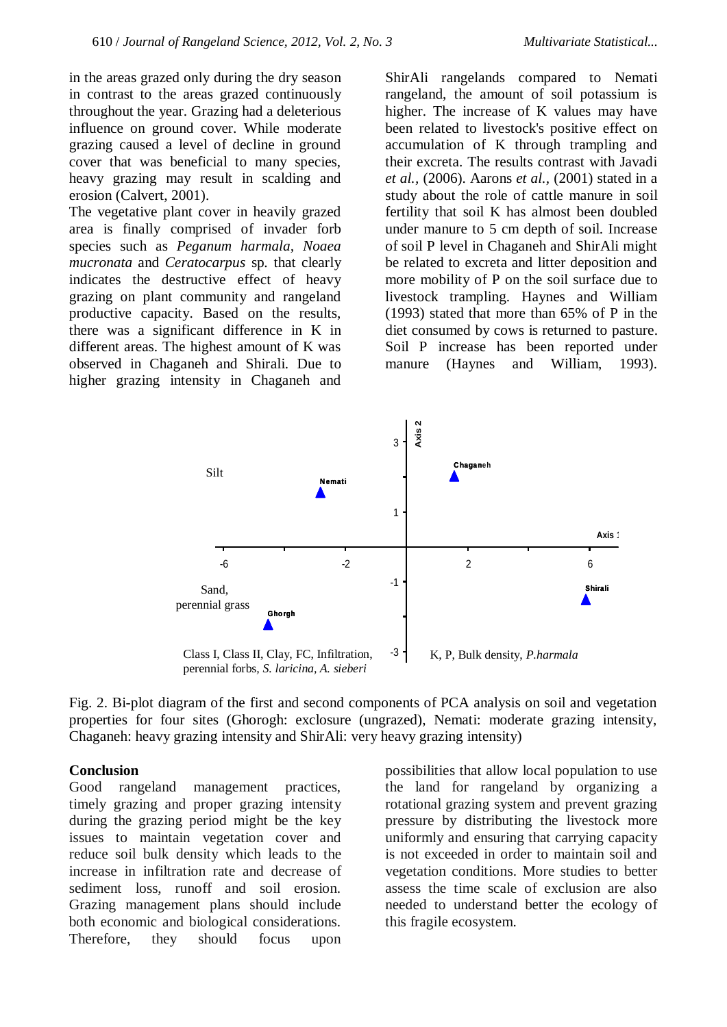in the areas grazed only during the dry season in contrast to the areas grazed continuously throughout the year. Grazing had a deleterious influence on ground cover. While moderate grazing caused a level of decline in ground cover that was beneficial to many species, heavy grazing may result in scalding and erosion (Calvert, 2001).

The vegetative plant cover in heavily grazed area is finally comprised of invader forb species such as *Peganum harmala*, *Noaea mucronata* and *Ceratocarpus* sp. that clearly indicates the destructive effect of heavy grazing on plant community and rangeland productive capacity. Based on the results, there was a significant difference in K in different areas. The highest amount of K was observed in Chaganeh and Shirali. Due to higher grazing intensity in Chaganeh and ShirAli rangelands compared to Nemati rangeland, the amount of soil potassium is higher. The increase of K values may have been related to livestock's positive effect on accumulation of K through trampling and their excreta. The results contrast with Javadi *et al.*, (2006). Aarons *et al.*, (2001) stated in a study about the role of cattle manure in soil fertility that soil K has almost been doubled under manure to 5 cm depth of soil. Increase of soil P level in Chaganeh and ShirAli might be related to excreta and litter deposition and more mobility of P on the soil surface due to livestock trampling. Haynes and William (1993) stated that more than 65% of P in the diet consumed by cows is returned to pasture. Soil P increase has been reported under manure (Haynes and William, 1993).

Fig. 2. Bi-plot diagram of the first and second components of PCA analysis on soil and vegetation properties for four sites (Ghorogh: exclosure (ungrazed), Nemati: moderate grazing intensity, Chaganeh: heavy grazing intensity and ShirAli: very heavy grazing intensity)

## Conclusion

Good rangeland management practices, timely grazing and proper grazing intensity during the grazing period might be the key issues to maintain vegetation cover and reduce soil bulk density which leads to the increase in infiltration rate and decrease of sediment loss, runoff and soil erosion. Grazing management plans should include both economic and biological considerations. Therefore, they should focus upon possibilities that allow local population to use the land for rangeland by organizing a rotational grazing system and prevent grazing pressure by distributing the livestock more uniformly and ensuring that carrying capacity is not exceeded in order to maintain soil and vegetation conditions. More studies to better assess the time scale of exclusion are also needed to understand better the ecology of this fragile ecosystem.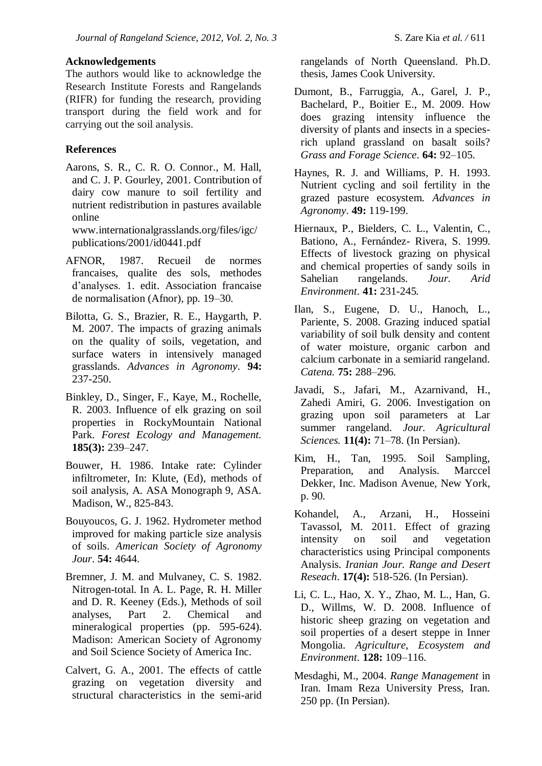## Acknowledgements

The authors would like to acknowledge the Research Institute Forests and Rangelands (RIFR) for funding the research, providing transport during the field work and for carrying out the soil analysis.

## References

Aarons, S. R., C. R. O. Connor., M. Hall, and C. J. P. Gourley, 2001. Contribution of dairy cow manure to soil fertility and nutrient redistribution in pastures available online www.internationalgrasslands.org/files/igc/publications/2001/id0441.pdf

AFNOR, 1987. Recueil de normes francaises, qualite des sols, methodes d'analyses. 1. edit. Association francaise de normalisation (Afnor), pp. 19–30.

Bilotta, G. S., Brazier, R. E., Haygarth, P. M. 2007. The impacts of grazing animals on the quality of soils, vegetation, and surface waters in intensively managed grasslands. *Advances in Agronomy*. **94:** 237-250.

Binkley, D., Singer, F., Kaye, M., Rochelle, R. 2003. Influence of elk grazing on soil properties in RockyMountain National Park. *Forest Ecology and Management.* **185(3):** 239–247.

Bouwer, H. 1986. Intake rate: Cylinder infiltrometer, In: Klute, (Ed), methods of soil analysis, A. ASA Monograph 9, ASA. Madison, W., 825-843.

Bouyoucos, G. J. 1962. Hydrometer method improved for making particle size analysis of soils. *American Society of Agronomy Jour*. **54:** 4644.

Bremner, J. M. and Mulvaney, C. S. 1982. Nitrogen-total. In A. L. Page, R. H. Miller and D. R. Keeney (Eds.), Methods of soil analyses, Part 2. Chemical and mineralogical properties (pp. 595-624). Madison: American Society of Agronomy and Soil Science Society of America Inc.

Calvert, G. A., 2001. The effects of cattle grazing on vegetation diversity and structural characteristics in the semi-arid rangelands of North Queensland. Ph.D. thesis, James Cook University.

Dumont, B., Farruggia, A., Garel, J. P., Bachelard, P., Boitier E., M. 2009. How does grazing intensity influence the diversity of plants and insects in a species-rich upland grassland on basalt soils? *Grass and Forage Science*. **64:** 92–105.

Haynes, R. J. and Williams, P. H. 1993. Nutrient cycling and soil fertility in the grazed pasture ecosystem. *Advances in Agronomy*. **49:** 119-199.

Hiernaux, P., Bielders, C. L., Valentin, C., Bationo, A., Fernández- Rivera, S. 1999. Effects of livestock grazing on physical and chemical properties of sandy soils in Sahelian rangelands. *Jour. Arid Environment*. **41:** 231-245.

Ilan, S., Eugene, D. U., Hanoch, L., Pariente, S. 2008. Grazing induced spatial variability of soil bulk density and content of water moisture, organic carbon and calcium carbonate in a semiarid rangeland. *Catena.* **75:** 288–296.

Javadi, S., Jafari, M., Azarnivand, H., Zahedi Amiri, G. 2006. Investigation on grazing upon soil parameters at Lar summer rangeland. *Jour. Agricultural Sciences.* **11(4):** 71–78. (In Persian).

Kim, H., Tan, 1995. Soil Sampling, Preparation, and Analysis. Marccel Dekker, Inc. Madison Avenue, New York, p. 90.

Kohandel, A., Arzani, H., Hosseini Tavassol, M. 2011. Effect of grazing intensity on soil and vegetation characteristics using Principal components Analysis. *Iranian Jour. Range and Desert Reseach*. **17(4):** 518-526. (In Persian).

Li, C. L., Hao, X. Y., Zhao, M. L., Han, G. D., Willms, W. D. 2008. Influence of historic sheep grazing on vegetation and soil properties of a desert steppe in Inner Mongolia. *Agriculture, Ecosystem and Environment*. **128:** 109–116.

Mesdaghi, M., 2004. *Range Management* in Iran. Imam Reza University Press, Iran. 250 pp. (In Persian).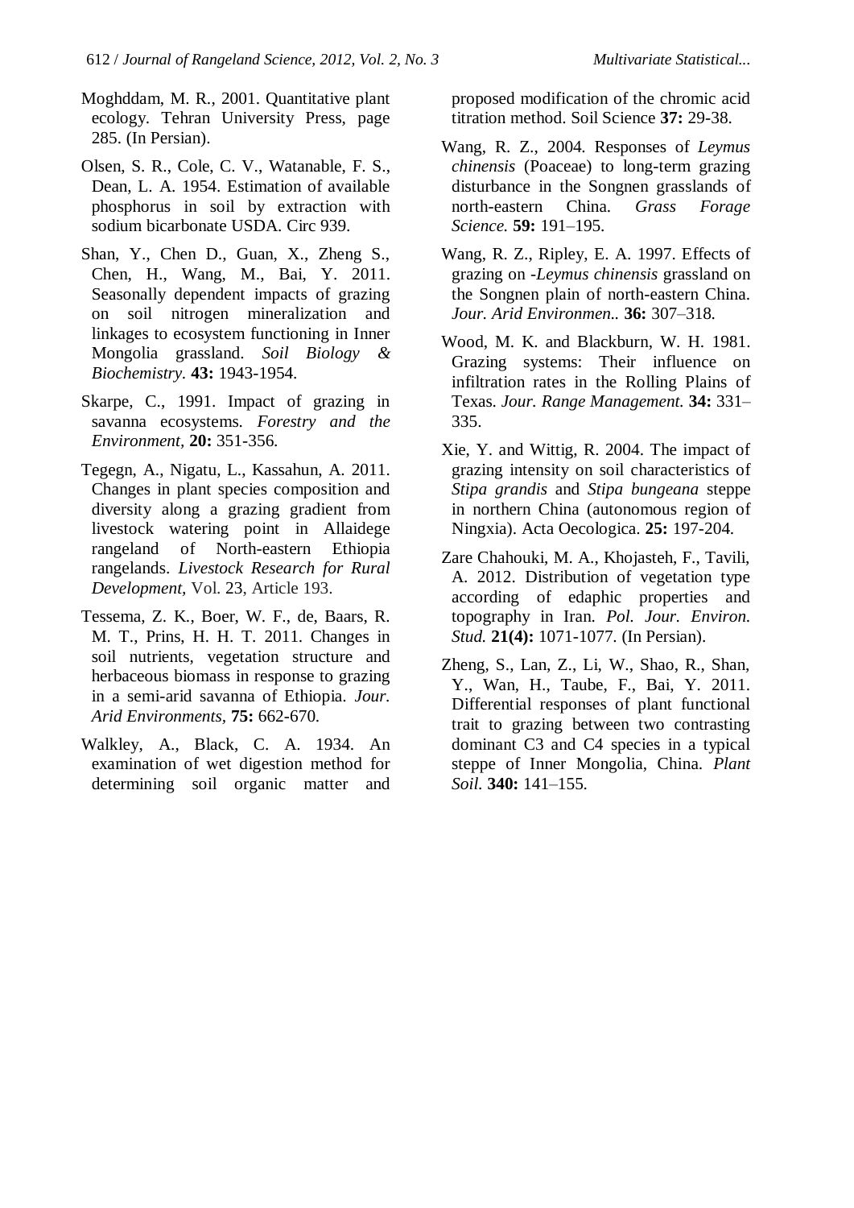Moghddam, M. R., 2001. Quantitative plant ecology. Tehran University Press, page 285. (In Persian).

Olsen, S. R., Cole, C. V., Watanable, F. S., Dean, L. A. 1954. Estimation of available phosphorus in soil by extraction with sodium bicarbonate USDA. Circ 939.

Shan, Y., Chen D., Guan, X., Zheng S., Chen, H., Wang, M., Bai, Y. 2011. Seasonally dependent impacts of grazing on soil nitrogen mineralization and linkages to ecosystem functioning in Inner Mongolia grassland. *Soil Biology & Biochemistry*. **43:** 1943-1954.

Skarpe, C., 1991. Impact of grazing in savanna ecosystems. *Forestry and the Environment*, **20:** 351-356.

Tegegn, A., Nigatu, L., Kassahun, A. 2011. Changes in plant species composition and diversity along a grazing gradient from livestock watering point in Allaidege rangeland of North-eastern Ethiopia rangelands. *Livestock Research for Rural Development*, Vol. 23, Article 193.

Tessema, Z. K., Boer, W. F., de, Baars, R. M. T., Prins, H. H. T. 2011. Changes in soil nutrients, vegetation structure and herbaceous biomass in response to grazing in a semi-arid savanna of Ethiopia. *Jour. Arid Environments*, **75:** 662-670.

Walkley, A., Black, C. A. 1934. An examination of wet digestion method for determining soil organic matter and proposed modification of the chromic acid titration method. Soil Science **37:** 29-38.

Wang, R. Z., 2004. Responses of *Leymus chinensis* (Poaceae) to long-term grazing disturbance in the Songnen grasslands of north-eastern China. *Grass Forage Science.* **59:** 191–195.

Wang, R. Z., Ripley, E. A. 1997. Effects of grazing on -*Leymus chinensis* grassland on the Songnen plain of north-eastern China. *Jour. Arid Environmen..* **36:** 307–318.

Wood, M. K. and Blackburn, W. H. 1981. Grazing systems: Their influence on infiltration rates in the Rolling Plains of Texas. *Jour. Range Management.* **34:** 331–335.

Xie, Y. and Wittig, R. 2004. The impact of grazing intensity on soil characteristics of *Stipa grandis* and *Stipa bungeana* steppe in northern China (autonomous region of Ningxia). Acta Oecologica. **25:** 197-204.

Zare Chahouki, M. A., Khojasteh, F., Tavili, A. 2012. Distribution of vegetation type according of edaphic properties and topography in Iran. *Pol. Jour. Environ. Stud.* **21(4):** 1071-1077. (In Persian).

Zheng, S., Lan, Z., Li, W., Shao, R., Shan, Y., Wan, H., Taube, F., Bai, Y. 2011. Differential responses of plant functional trait to grazing between two contrasting dominant C3 and C4 species in a typical steppe of Inner Mongolia, China. *Plant Soil.* **340:** 141–155.